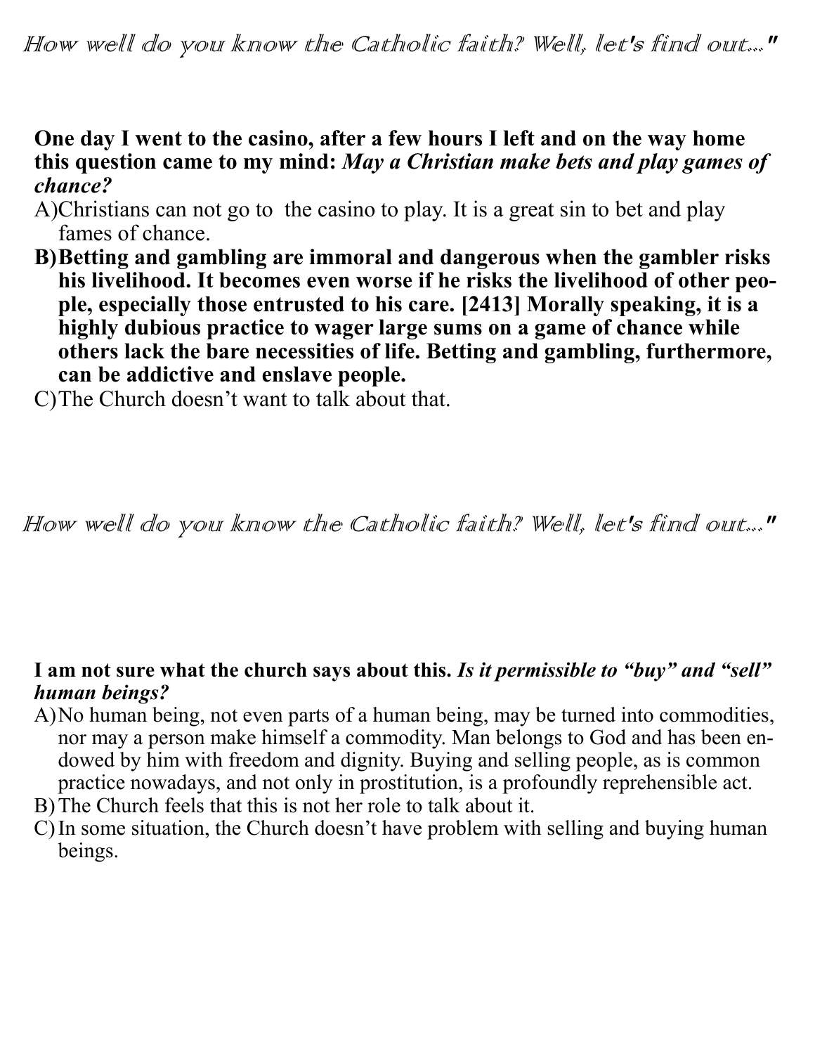*How well do you know the Catholic faith? Well, let's find out..."*

**One day I went to the casino, after a few hours I left and on the way home this question came to my mind:** ***May a Christian make bets and play games of chance?***

A) Christians can not go to the casino to play. It is a great sin to bet and play fames of chance.

**B) Betting and gambling are immoral and dangerous when the gambler risks his livelihood. It becomes even worse if he risks the livelihood of other people, especially those entrusted to his care. [2413] Morally speaking, it is a highly dubious practice to wager large sums on a game of chance while others lack the bare necessities of life. Betting and gambling, furthermore, can be addictive and enslave people.**

C) The Church doesn't want to talk about that.

*How well do you know the Catholic faith? Well, let's find out..."*

**I am not sure what the church says about this.** ***Is it permissible to "buy" and "sell" human beings?***

A) No human being, not even parts of a human being, may be turned into commodities, nor may a person make himself a commodity. Man belongs to God and has been endowed by him with freedom and dignity. Buying and selling people, as is common practice nowadays, and not only in prostitution, is a profoundly reprehensible act.

B) The Church feels that this is not her role to talk about it.

C) In some situation, the Church doesn't have problem with selling and buying human beings.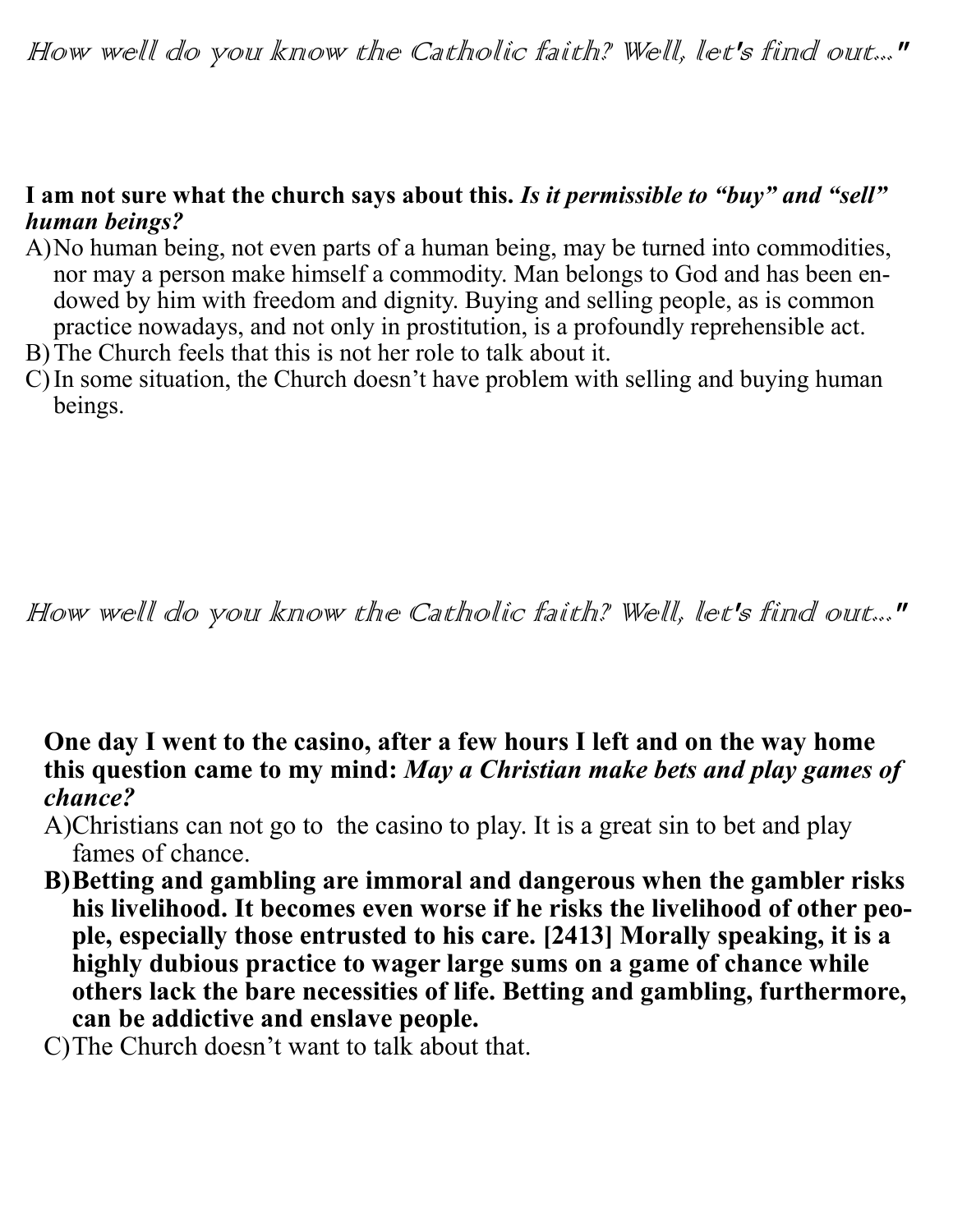*How well do you know the Catholic faith? Well, let's find out..."*

**I am not sure what the church says about this.** ***Is it permissible to "buy" and "sell" human beings?***

A) No human being, not even parts of a human being, may be turned into commodities, nor may a person make himself a commodity. Man belongs to God and has been endowed by him with freedom and dignity. Buying and selling people, as is common practice nowadays, and not only in prostitution, is a profoundly reprehensible act.
B) The Church feels that this is not her role to talk about it.
C) In some situation, the Church doesn't have problem with selling and buying human beings.

*How well do you know the Catholic faith? Well, let's find out..."*

**One day I went to the casino, after a few hours I left and on the way home this question came to my mind:** ***May a Christian make bets and play games of chance?***

A) Christians can not go to the casino to play. It is a great sin to bet and play fames of chance.
**B) Betting and gambling are immoral and dangerous when the gambler risks his livelihood. It becomes even worse if he risks the livelihood of other people, especially those entrusted to his care. [2413] Morally speaking, it is a highly dubious practice to wager large sums on a game of chance while others lack the bare necessities of life. Betting and gambling, furthermore, can be addictive and enslave people.**
C) The Church doesn't want to talk about that.